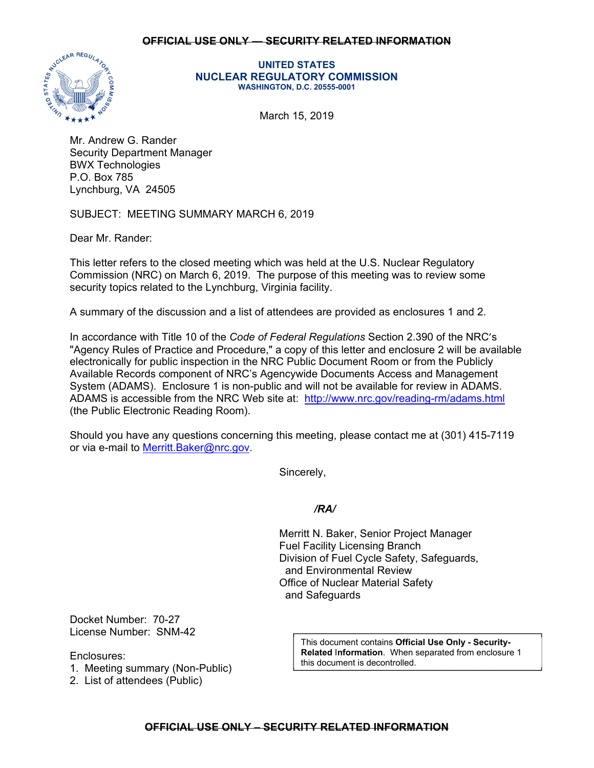~~OFFICIAL USE ONLY — SECURITY RELATED INFORMATION~~

**UNITED STATES**
**NUCLEAR REGULATORY COMMISSION**
**WASHINGTON, D.C. 20555-0001**

March 15, 2019

Mr. Andrew G. Rander
Security Department Manager
BWX Technologies
P.O. Box 785
Lynchburg, VA 24505

SUBJECT: MEETING SUMMARY MARCH 6, 2019

Dear Mr. Rander:

This letter refers to the closed meeting which was held at the U.S. Nuclear Regulatory Commission (NRC) on March 6, 2019. The purpose of this meeting was to review some security topics related to the Lynchburg, Virginia facility.

A summary of the discussion and a list of attendees are provided as enclosures 1 and 2.

In accordance with Title 10 of the *Code of Federal Regulations* Section 2.390 of the NRC's "Agency Rules of Practice and Procedure," a copy of this letter and enclosure 2 will be available electronically for public inspection in the NRC Public Document Room or from the Publicly Available Records component of NRC's Agencywide Documents Access and Management System (ADAMS). Enclosure 1 is non-public and will not be available for review in ADAMS. ADAMS is accessible from the NRC Web site at: http://www.nrc.gov/reading-rm/adams.html (the Public Electronic Reading Room).

Should you have any questions concerning this meeting, please contact me at (301) 415-7119 or via e-mail to Merritt.Baker@nrc.gov.

Sincerely,

***/RA/***

Merritt N. Baker, Senior Project Manager
Fuel Facility Licensing Branch
Division of Fuel Cycle Safety, Safeguards,
and Environmental Review
Office of Nuclear Material Safety
and Safeguards

Docket Number: 70-27
License Number: SNM-42

Enclosures:
1. Meeting summary (Non-Public)
2. List of attendees (Public)

This document contains **Official Use Only - Security-Related Information**. When separated from enclosure 1 this document is decontrolled.

~~OFFICIAL USE ONLY – SECURITY RELATED INFORMATION~~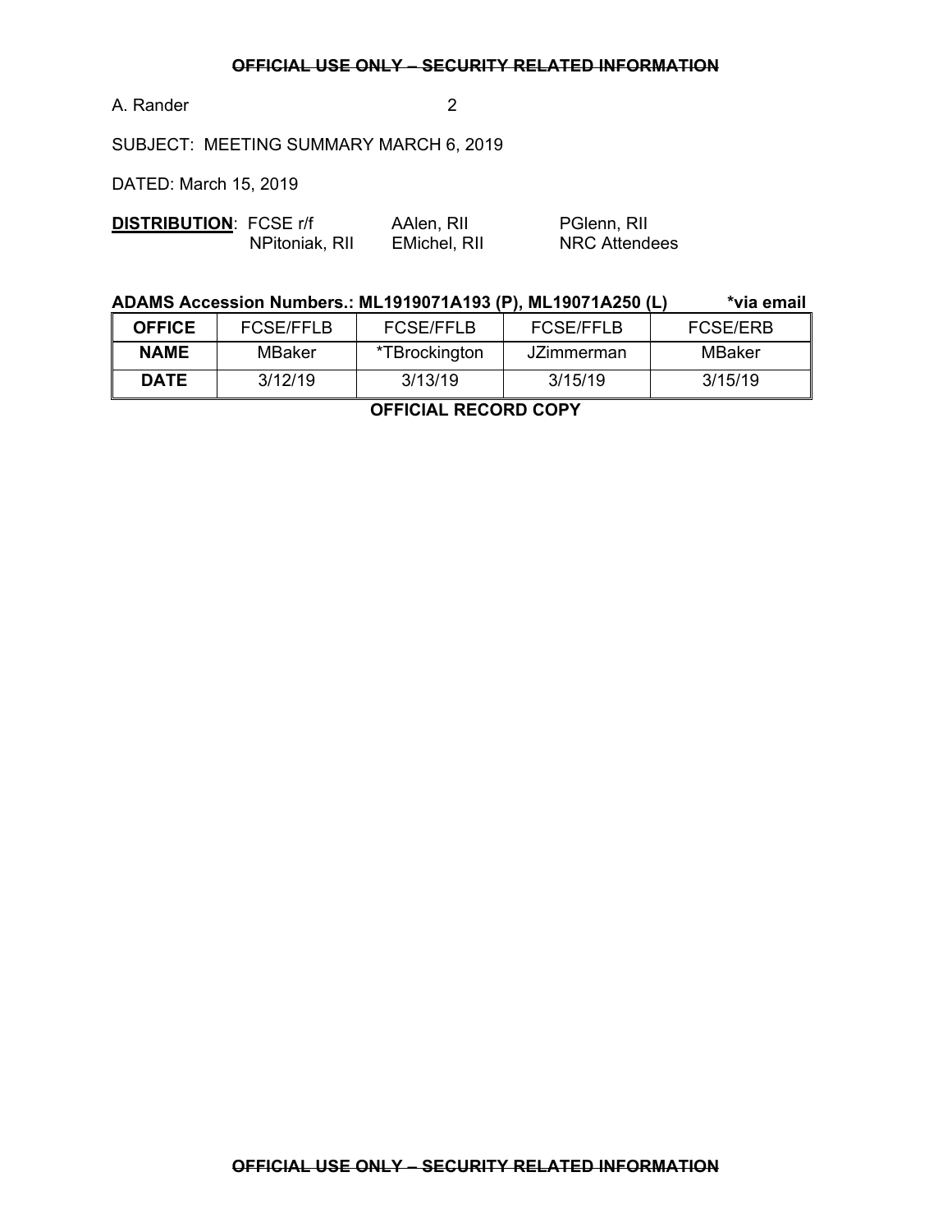A. Rander 2

SUBJECT: MEETING SUMMARY MARCH 6, 2019

DATED: March 15, 2019

**DISTRIBUTION**: FCSE r/f AAlen, RII PGlenn, RII
NPitoniak, RII EMichel, RII NRC Attendees

**ADAMS Accession Numbers.: ML1919071A193 (P), ML19071A250 (L) \*via email**

| **OFFICE** | FCSE/FFLB | FCSE/FFLB | FCSE/FFLB | FCSE/ERB |
|---|---|---|---|---|
| **NAME** | MBaker | *TBrockington | JZimmerman | MBaker |
| **DATE** | 3/12/19 | 3/13/19 | 3/15/19 | 3/15/19 |

**OFFICIAL RECORD COPY**